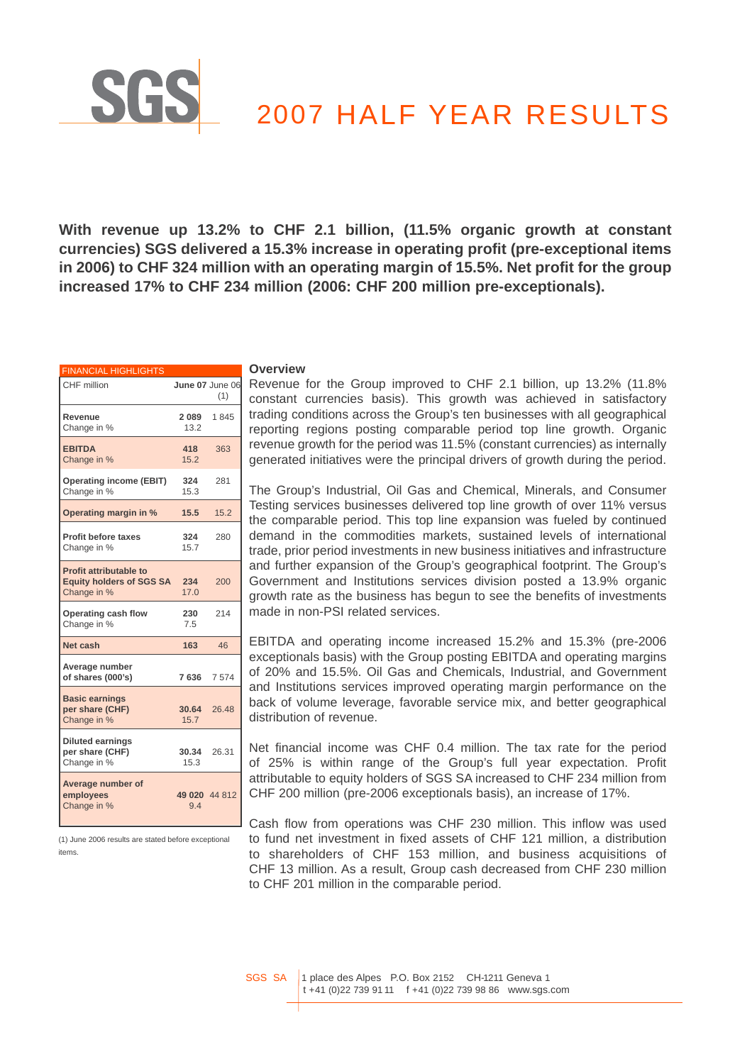SGS

# 2007 HALF YEAR RESULTS

**With revenue up 13.2% to CHF 2.1 billion, (11.5% organic growth at constant currencies) SGS delivered a 15.3% increase in operating profit (pre-exceptional items in 2006) to CHF 324 million with an operating margin of 15.5%. Net profit for the group increased 17% to CHF 234 million (2006: CHF 200 million pre-exceptionals).**

| FINANCIAL HIGHLIGHTS | | |
|---|---|---|
| CHF million | **June 07** | June 06 (1) |
| **Revenue** | **2 089** | 1 845 |
| Change in % | 13.2 | |
| **EBITDA** | **418** | 363 |
| Change in % | 15.2 | |
| **Operating income (EBIT)** | **324** | 281 |
| Change in % | 15.3 | |
| **Operating margin in %** | **15.5** | 15.2 |
| **Profit before taxes** | **324** | 280 |
| Change in % | 15.7 | |
| **Profit attributable to Equity holders of SGS SA** | **234** | 200 |
| Change in % | 17.0 | |
| **Operating cash flow** | **230** | 214 |
| Change in % | 7.5 | |
| **Net cash** | **163** | 46 |
| **Average number of shares (000's)** | **7 636** | 7 574 |
| **Basic earnings per share (CHF)** | **30.64** | 26.48 |
| Change in % | 15.7 | |
| **Diluted earnings per share (CHF)** | **30.34** | 26.31 |
| Change in % | 15.3 | |
| **Average number of employees** | **49 020** | 44 812 |
| Change in % | 9.4 | |

(1) June 2006 results are stated before exceptional items.

### Overview

Revenue for the Group improved to CHF 2.1 billion, up 13.2% (11.8% constant currencies basis). This growth was achieved in satisfactory trading conditions across the Group's ten businesses with all geographical reporting regions posting comparable period top line growth. Organic revenue growth for the period was 11.5% (constant currencies) as internally generated initiatives were the principal drivers of growth during the period.

The Group's Industrial, Oil Gas and Chemical, Minerals, and Consumer Testing services businesses delivered top line growth of over 11% versus the comparable period. This top line expansion was fueled by continued demand in the commodities markets, sustained levels of international trade, prior period investments in new business initiatives and infrastructure and further expansion of the Group's geographical footprint. The Group's Government and Institutions services division posted a 13.9% organic growth rate as the business has begun to see the benefits of investments made in non-PSI related services.

EBITDA and operating income increased 15.2% and 15.3% (pre-2006 exceptionals basis) with the Group posting EBITDA and operating margins of 20% and 15.5%. Oil Gas and Chemicals, Industrial, and Government and Institutions services improved operating margin performance on the back of volume leverage, favorable service mix, and better geographical distribution of revenue.

Net financial income was CHF 0.4 million. The tax rate for the period of 25% is within range of the Group's full year expectation. Profit attributable to equity holders of SGS SA increased to CHF 234 million from CHF 200 million (pre-2006 exceptionals basis), an increase of 17%.

Cash flow from operations was CHF 230 million. This inflow was used to fund net investment in fixed assets of CHF 121 million, a distribution to shareholders of CHF 153 million, and business acquisitions of CHF 13 million. As a result, Group cash decreased from CHF 230 million to CHF 201 million in the comparable period.

SGS SA | 1 place des Alpes P.O. Box 2152 CH-1211 Geneva 1
t +41 (0)22 739 91 11 f +41 (0)22 739 98 86 www.sgs.com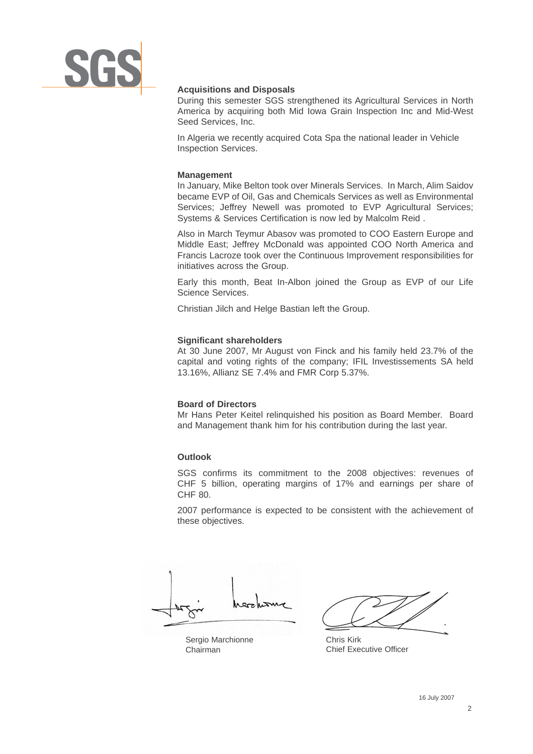### Acquisitions and Disposals

During this semester SGS strengthened its Agricultural Services in North America by acquiring both Mid Iowa Grain Inspection Inc and Mid-West Seed Services, Inc.

In Algeria we recently acquired Cota Spa the national leader in Vehicle Inspection Services.

### Management

In January, Mike Belton took over Minerals Services. In March, Alim Saidov became EVP of Oil, Gas and Chemicals Services as well as Environmental Services; Jeffrey Newell was promoted to EVP Agricultural Services; Systems & Services Certification is now led by Malcolm Reid .

Also in March Teymur Abasov was promoted to COO Eastern Europe and Middle East; Jeffrey McDonald was appointed COO North America and Francis Lacroze took over the Continuous Improvement responsibilities for initiatives across the Group.

Early this month, Beat In-Albon joined the Group as EVP of our Life Science Services.

Christian Jilch and Helge Bastian left the Group.

### Significant shareholders

At 30 June 2007, Mr August von Finck and his family held 23.7% of the capital and voting rights of the company; IFIL Investissements SA held 13.16%, Allianz SE 7.4% and FMR Corp 5.37%.

### Board of Directors

Mr Hans Peter Keitel relinquished his position as Board Member. Board and Management thank him for his contribution during the last year.

### Outlook

SGS confirms its commitment to the 2008 objectives: revenues of CHF 5 billion, operating margins of 17% and earnings per share of CHF 80.

2007 performance is expected to be consistent with the achievement of these objectives.

Sergio Marchionne
Chairman

Chris Kirk
Chief Executive Officer

16 July 2007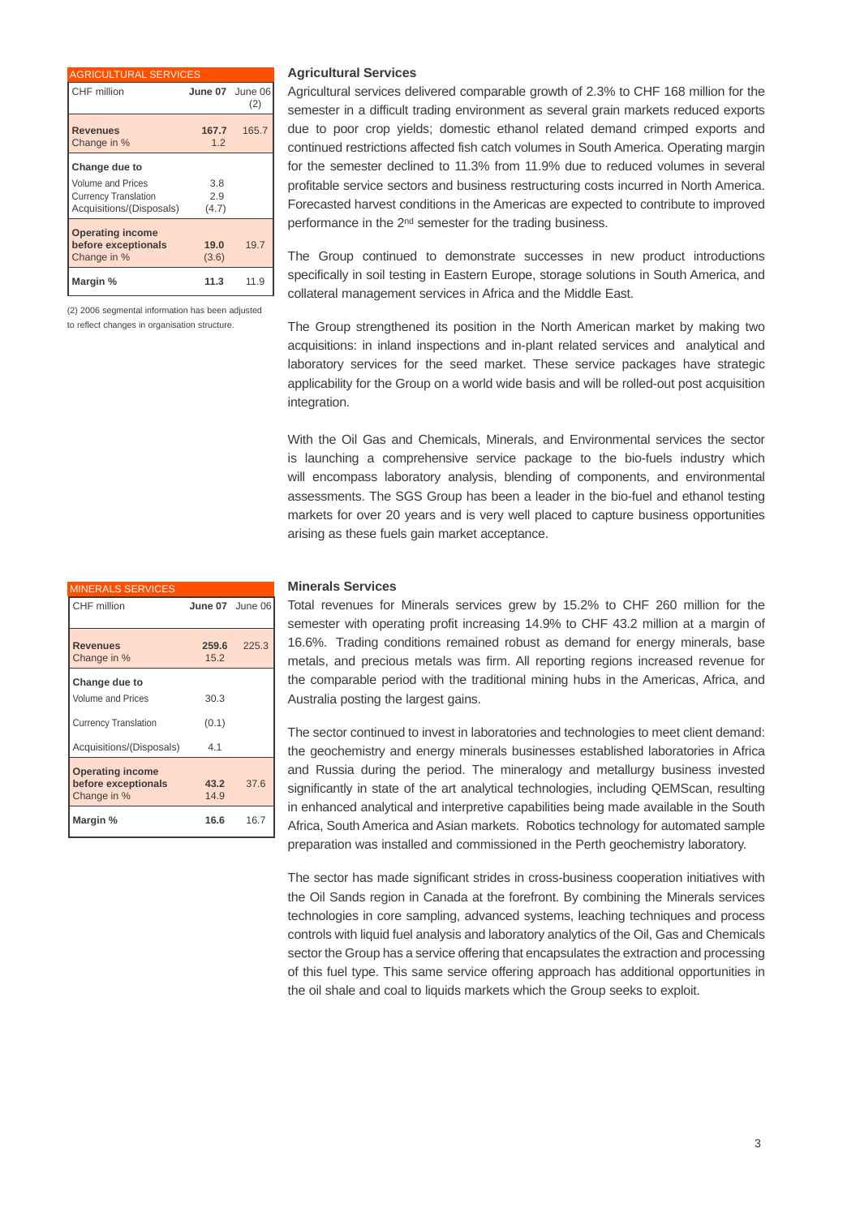| AGRICULTURAL SERVICES | | |
|---|---|---|
| CHF million | June 07 | June 06 (2) |
| **Revenues** | **167.7** | 165.7 |
| Change in % | 1.2 | |
| **Change due to** | | |
| Volume and Prices | 3.8 | |
| Currency Translation | 2.9 | |
| Acquisitions/(Disposals) | (4.7) | |
| **Operating income before exceptionals** | **19.0** | 19.7 |
| Change in % | (3.6) | |
| **Margin %** | **11.3** | 11.9 |

(2) 2006 segmental information has been adjusted to reflect changes in organisation structure.

### Agricultural Services

Agricultural services delivered comparable growth of 2.3% to CHF 168 million for the semester in a difficult trading environment as several grain markets reduced exports due to poor crop yields; domestic ethanol related demand crimped exports and continued restrictions affected fish catch volumes in South America. Operating margin for the semester declined to 11.3% from 11.9% due to reduced volumes in several profitable service sectors and business restructuring costs incurred in North America. Forecasted harvest conditions in the Americas are expected to contribute to improved performance in the 2nd semester for the trading business.

The Group continued to demonstrate successes in new product introductions specifically in soil testing in Eastern Europe, storage solutions in South America, and collateral management services in Africa and the Middle East.

The Group strengthened its position in the North American market by making two acquisitions: in inland inspections and in-plant related services and analytical and laboratory services for the seed market. These service packages have strategic applicability for the Group on a world wide basis and will be rolled-out post acquisition integration.

With the Oil Gas and Chemicals, Minerals, and Environmental services the sector is launching a comprehensive service package to the bio-fuels industry which will encompass laboratory analysis, blending of components, and environmental assessments. The SGS Group has been a leader in the bio-fuel and ethanol testing markets for over 20 years and is very well placed to capture business opportunities arising as these fuels gain market acceptance.

| MINERALS SERVICES | | |
|---|---|---|
| CHF million | June 07 | June 06 |
| **Revenues** | **259.6** | 225.3 |
| Change in % | 15.2 | |
| **Change due to** | | |
| Volume and Prices | 30.3 | |
| Currency Translation | (0.1) | |
| Acquisitions/(Disposals) | 4.1 | |
| **Operating income before exceptionals** | **43.2** | 37.6 |
| Change in % | 14.9 | |
| **Margin %** | **16.6** | 16.7 |

### Minerals Services

Total revenues for Minerals services grew by 15.2% to CHF 260 million for the semester with operating profit increasing 14.9% to CHF 43.2 million at a margin of 16.6%. Trading conditions remained robust as demand for energy minerals, base metals, and precious metals was firm. All reporting regions increased revenue for the comparable period with the traditional mining hubs in the Americas, Africa, and Australia posting the largest gains.

The sector continued to invest in laboratories and technologies to meet client demand: the geochemistry and energy minerals businesses established laboratories in Africa and Russia during the period. The mineralogy and metallurgy business invested significantly in state of the art analytical technologies, including QEMScan, resulting in enhanced analytical and interpretive capabilities being made available in the South Africa, South America and Asian markets. Robotics technology for automated sample preparation was installed and commissioned in the Perth geochemistry laboratory.

The sector has made significant strides in cross-business cooperation initiatives with the Oil Sands region in Canada at the forefront. By combining the Minerals services technologies in core sampling, advanced systems, leaching techniques and process controls with liquid fuel analysis and laboratory analytics of the Oil, Gas and Chemicals sector the Group has a service offering that encapsulates the extraction and processing of this fuel type. This same service offering approach has additional opportunities in the oil shale and coal to liquids markets which the Group seeks to exploit.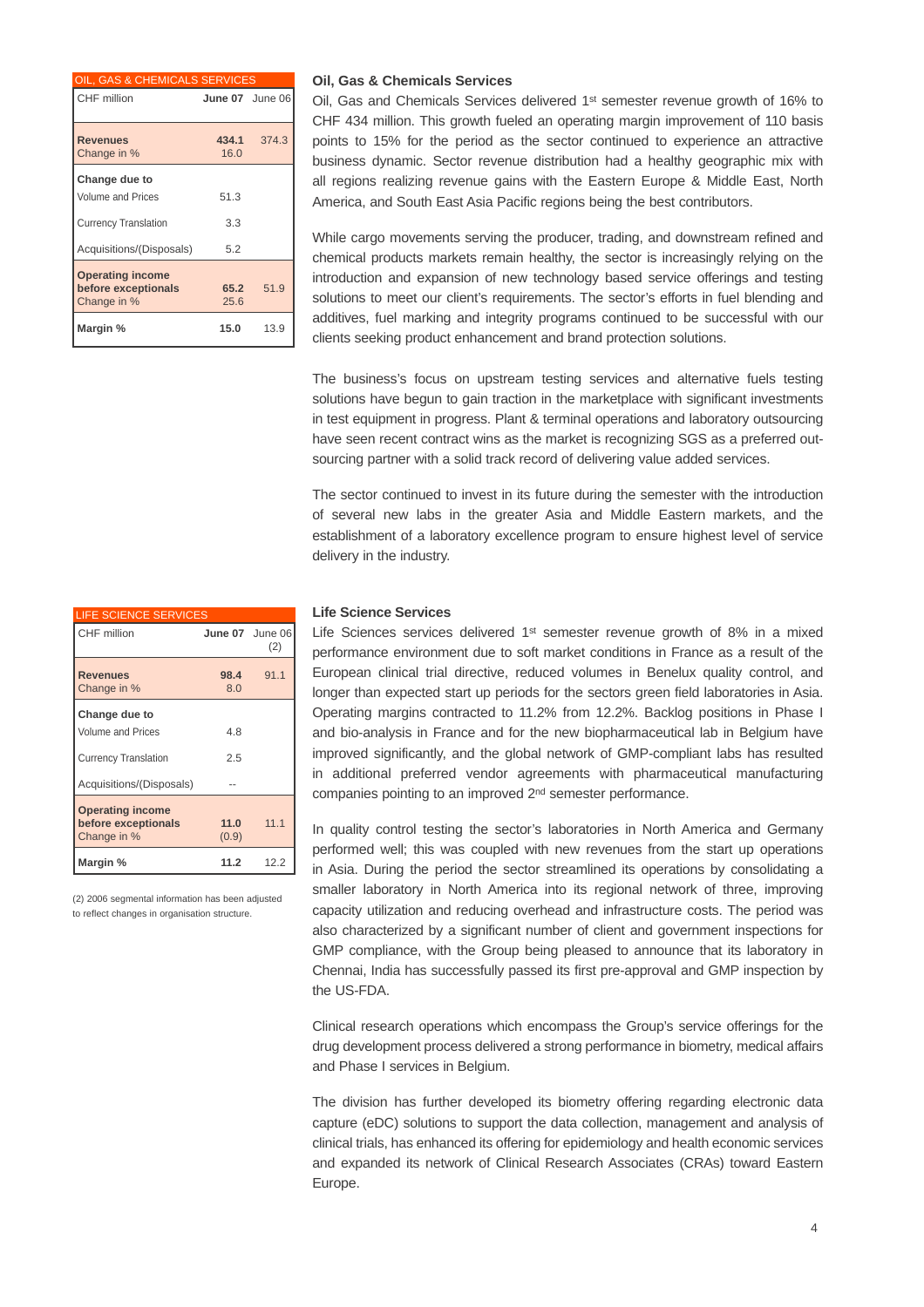| OIL, GAS & CHEMICALS SERVICES | | |
|---|---|---|
| CHF million | **June 07** | June 06 |
| **Revenues** | **434.1** | 374.3 |
| Change in % | 16.0 | |
| **Change due to** | | |
| Volume and Prices | 51.3 | |
| Currency Translation | 3.3 | |
| Acquisitions/(Disposals) | 5.2 | |
| **Operating income before exceptionals** | **65.2** | 51.9 |
| Change in % | 25.6 | |
| **Margin %** | **15.0** | 13.9 |

## Oil, Gas & Chemicals Services

Oil, Gas and Chemicals Services delivered 1st semester revenue growth of 16% to CHF 434 million. This growth fueled an operating margin improvement of 110 basis points to 15% for the period as the sector continued to experience an attractive business dynamic. Sector revenue distribution had a healthy geographic mix with all regions realizing revenue gains with the Eastern Europe & Middle East, North America, and South East Asia Pacific regions being the best contributors.

While cargo movements serving the producer, trading, and downstream refined and chemical products markets remain healthy, the sector is increasingly relying on the introduction and expansion of new technology based service offerings and testing solutions to meet our client's requirements. The sector's efforts in fuel blending and additives, fuel marking and integrity programs continued to be successful with our clients seeking product enhancement and brand protection solutions.

The business's focus on upstream testing services and alternative fuels testing solutions have begun to gain traction in the marketplace with significant investments in test equipment in progress. Plant & terminal operations and laboratory outsourcing have seen recent contract wins as the market is recognizing SGS as a preferred outsourcing partner with a solid track record of delivering value added services.

The sector continued to invest in its future during the semester with the introduction of several new labs in the greater Asia and Middle Eastern markets, and the establishment of a laboratory excellence program to ensure highest level of service delivery in the industry.

| LIFE SCIENCE SERVICES | | |
|---|---|---|
| CHF million | **June 07** | June 06 (2) |
| **Revenues** | **98.4** | 91.1 |
| Change in % | 8.0 | |
| **Change due to** | | |
| Volume and Prices | 4.8 | |
| Currency Translation | 2.5 | |
| Acquisitions/(Disposals) | -- | |
| **Operating income before exceptionals** | **11.0** | 11.1 |
| Change in % | (0.9) | |
| **Margin %** | **11.2** | 12.2 |

(2) 2006 segmental information has been adjusted to reflect changes in organisation structure.

## Life Science Services

Life Sciences services delivered 1st semester revenue growth of 8% in a mixed performance environment due to soft market conditions in France as a result of the European clinical trial directive, reduced volumes in Benelux quality control, and longer than expected start up periods for the sectors green field laboratories in Asia. Operating margins contracted to 11.2% from 12.2%. Backlog positions in Phase I and bio-analysis in France and for the new biopharmaceutical lab in Belgium have improved significantly, and the global network of GMP-compliant labs has resulted in additional preferred vendor agreements with pharmaceutical manufacturing companies pointing to an improved 2nd semester performance.

In quality control testing the sector's laboratories in North America and Germany performed well; this was coupled with new revenues from the start up operations in Asia. During the period the sector streamlined its operations by consolidating a smaller laboratory in North America into its regional network of three, improving capacity utilization and reducing overhead and infrastructure costs. The period was also characterized by a significant number of client and government inspections for GMP compliance, with the Group being pleased to announce that its laboratory in Chennai, India has successfully passed its first pre-approval and GMP inspection by the US-FDA.

Clinical research operations which encompass the Group's service offerings for the drug development process delivered a strong performance in biometry, medical affairs and Phase I services in Belgium.

The division has further developed its biometry offering regarding electronic data capture (eDC) solutions to support the data collection, management and analysis of clinical trials, has enhanced its offering for epidemiology and health economic services and expanded its network of Clinical Research Associates (CRAs) toward Eastern Europe.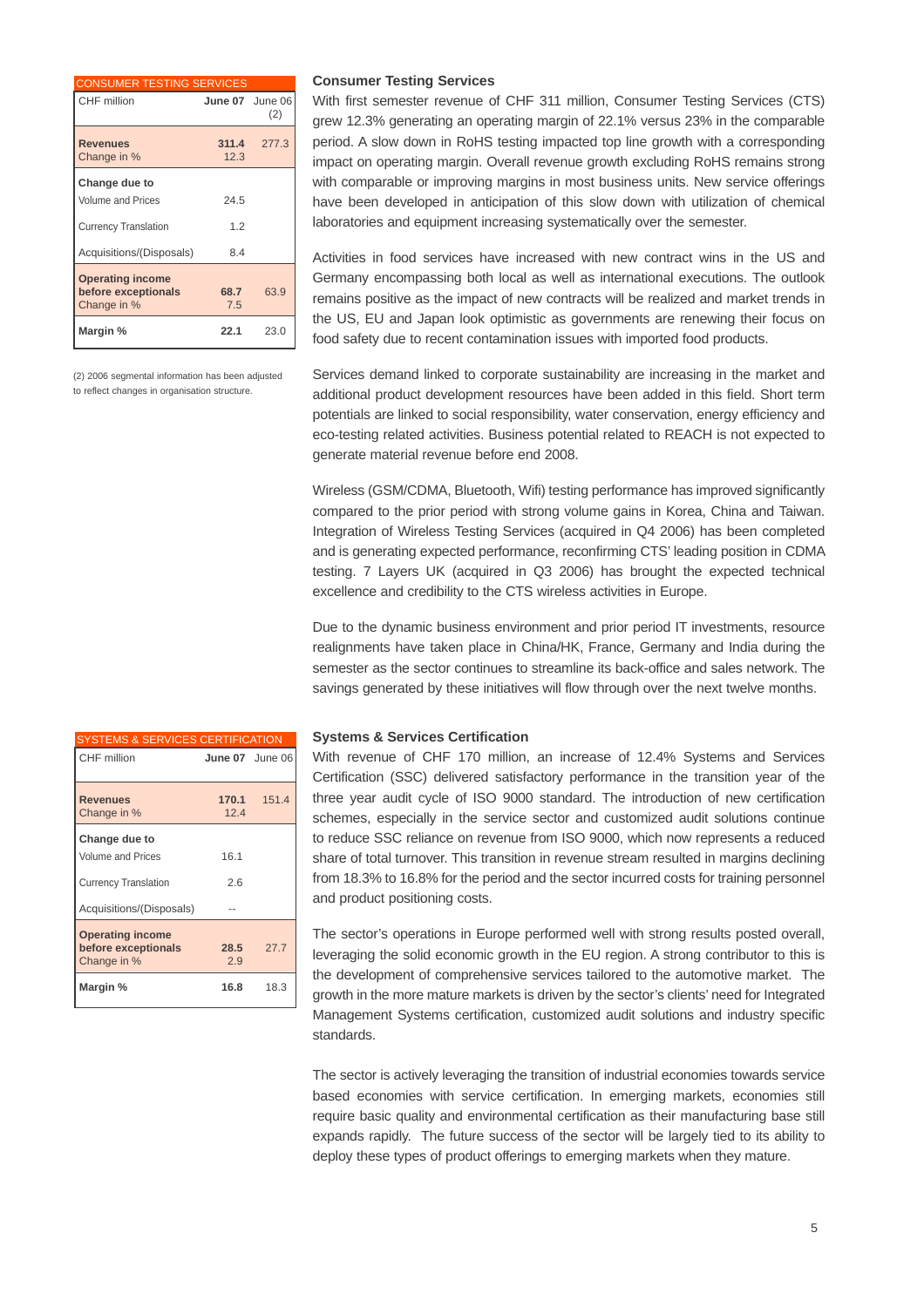| CONSUMER TESTING SERVICES | | |
|---|---|---|
| CHF million | **June 07** | June 06 (2) |
| **Revenues** | **311.4** | 277.3 |
| Change in % | 12.3 | |
| **Change due to** | | |
| Volume and Prices | 24.5 | |
| Currency Translation | 1.2 | |
| Acquisitions/(Disposals) | 8.4 | |
| **Operating income before exceptionals** | **68.7** | 63.9 |
| Change in % | 7.5 | |
| **Margin %** | **22.1** | 23.0 |

(2) 2006 segmental information has been adjusted to reflect changes in organisation structure.

## Consumer Testing Services

With first semester revenue of CHF 311 million, Consumer Testing Services (CTS) grew 12.3% generating an operating margin of 22.1% versus 23% in the comparable period. A slow down in RoHS testing impacted top line growth with a corresponding impact on operating margin. Overall revenue growth excluding RoHS remains strong with comparable or improving margins in most business units. New service offerings have been developed in anticipation of this slow down with utilization of chemical laboratories and equipment increasing systematically over the semester.

Activities in food services have increased with new contract wins in the US and Germany encompassing both local as well as international executions. The outlook remains positive as the impact of new contracts will be realized and market trends in the US, EU and Japan look optimistic as governments are renewing their focus on food safety due to recent contamination issues with imported food products.

Services demand linked to corporate sustainability are increasing in the market and additional product development resources have been added in this field. Short term potentials are linked to social responsibility, water conservation, energy efficiency and eco-testing related activities. Business potential related to REACH is not expected to generate material revenue before end 2008.

Wireless (GSM/CDMA, Bluetooth, Wifi) testing performance has improved significantly compared to the prior period with strong volume gains in Korea, China and Taiwan. Integration of Wireless Testing Services (acquired in Q4 2006) has been completed and is generating expected performance, reconfirming CTS' leading position in CDMA testing. 7 Layers UK (acquired in Q3 2006) has brought the expected technical excellence and credibility to the CTS wireless activities in Europe.

Due to the dynamic business environment and prior period IT investments, resource realignments have taken place in China/HK, France, Germany and India during the semester as the sector continues to streamline its back-office and sales network. The savings generated by these initiatives will flow through over the next twelve months.

| SYSTEMS & SERVICES CERTIFICATION | | |
|---|---|---|
| CHF million | **June 07** | June 06 |
| **Revenues** | **170.1** | 151.4 |
| Change in % | 12.4 | |
| **Change due to** | | |
| Volume and Prices | 16.1 | |
| Currency Translation | 2.6 | |
| Acquisitions/(Disposals) | -- | |
| **Operating income before exceptionals** | **28.5** | 27.7 |
| Change in % | 2.9 | |
| **Margin %** | **16.8** | 18.3 |

## Systems & Services Certification

With revenue of CHF 170 million, an increase of 12.4% Systems and Services Certification (SSC) delivered satisfactory performance in the transition year of the three year audit cycle of ISO 9000 standard. The introduction of new certification schemes, especially in the service sector and customized audit solutions continue to reduce SSC reliance on revenue from ISO 9000, which now represents a reduced share of total turnover. This transition in revenue stream resulted in margins declining from 18.3% to 16.8% for the period and the sector incurred costs for training personnel and product positioning costs.

The sector's operations in Europe performed well with strong results posted overall, leveraging the solid economic growth in the EU region. A strong contributor to this is the development of comprehensive services tailored to the automotive market. The growth in the more mature markets is driven by the sector's clients' need for Integrated Management Systems certification, customized audit solutions and industry specific standards.

The sector is actively leveraging the transition of industrial economies towards service based economies with service certification. In emerging markets, economies still require basic quality and environmental certification as their manufacturing base still expands rapidly. The future success of the sector will be largely tied to its ability to deploy these types of product offerings to emerging markets when they mature.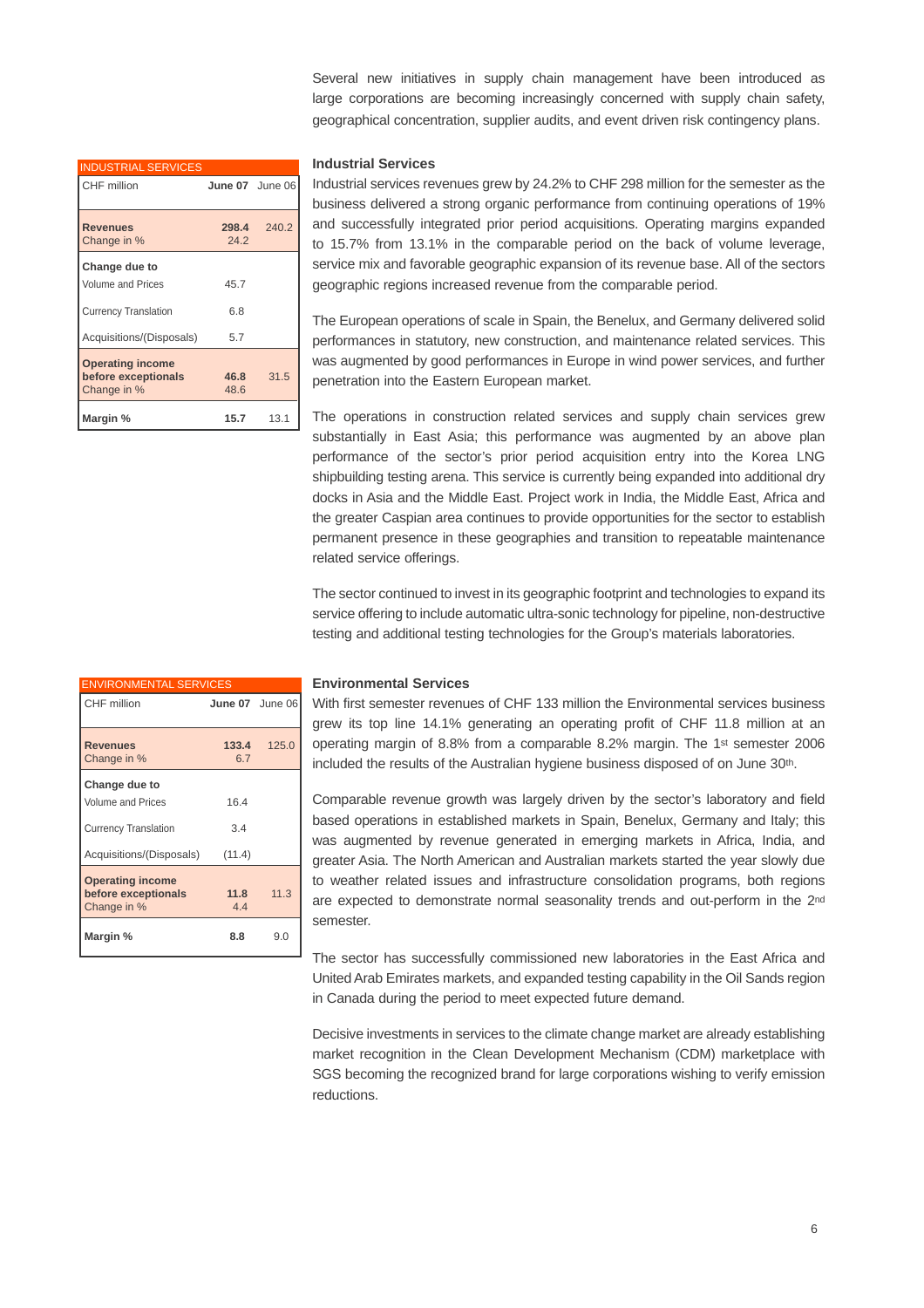Several new initiatives in supply chain management have been introduced as large corporations are becoming increasingly concerned with supply chain safety, geographical concentration, supplier audits, and event driven risk contingency plans.

| INDUSTRIAL SERVICES | | |
|---|---|---|
| CHF million | **June 07** | June 06 |
| **Revenues** | **298.4** | 240.2 |
| Change in % | 24.2 | |
| **Change due to** | | |
| Volume and Prices | 45.7 | |
| Currency Translation | 6.8 | |
| Acquisitions/(Disposals) | 5.7 | |
| **Operating income before exceptionals** | **46.8** | 31.5 |
| Change in % | 48.6 | |
| **Margin %** | **15.7** | 13.1 |

### Industrial Services

Industrial services revenues grew by 24.2% to CHF 298 million for the semester as the business delivered a strong organic performance from continuing operations of 19% and successfully integrated prior period acquisitions. Operating margins expanded to 15.7% from 13.1% in the comparable period on the back of volume leverage, service mix and favorable geographic expansion of its revenue base. All of the sectors geographic regions increased revenue from the comparable period.

The European operations of scale in Spain, the Benelux, and Germany delivered solid performances in statutory, new construction, and maintenance related services. This was augmented by good performances in Europe in wind power services, and further penetration into the Eastern European market.

The operations in construction related services and supply chain services grew substantially in East Asia; this performance was augmented by an above plan performance of the sector's prior period acquisition entry into the Korea LNG shipbuilding testing arena. This service is currently being expanded into additional dry docks in Asia and the Middle East. Project work in India, the Middle East, Africa and the greater Caspian area continues to provide opportunities for the sector to establish permanent presence in these geographies and transition to repeatable maintenance related service offerings.

The sector continued to invest in its geographic footprint and technologies to expand its service offering to include automatic ultra-sonic technology for pipeline, non-destructive testing and additional testing technologies for the Group's materials laboratories.

| ENVIRONMENTAL SERVICES | | |
|---|---|---|
| CHF million | **June 07** | June 06 |
| **Revenues** | **133.4** | 125.0 |
| Change in % | 6.7 | |
| **Change due to** | | |
| Volume and Prices | 16.4 | |
| Currency Translation | 3.4 | |
| Acquisitions/(Disposals) | (11.4) | |
| **Operating income before exceptionals** | **11.8** | 11.3 |
| Change in % | 4.4 | |
| **Margin %** | **8.8** | 9.0 |

### Environmental Services

With first semester revenues of CHF 133 million the Environmental services business grew its top line 14.1% generating an operating profit of CHF 11.8 million at an operating margin of 8.8% from a comparable 8.2% margin. The 1st semester 2006 included the results of the Australian hygiene business disposed of on June 30th.

Comparable revenue growth was largely driven by the sector's laboratory and field based operations in established markets in Spain, Benelux, Germany and Italy; this was augmented by revenue generated in emerging markets in Africa, India, and greater Asia. The North American and Australian markets started the year slowly due to weather related issues and infrastructure consolidation programs, both regions are expected to demonstrate normal seasonality trends and out-perform in the 2nd semester.

The sector has successfully commissioned new laboratories in the East Africa and United Arab Emirates markets, and expanded testing capability in the Oil Sands region in Canada during the period to meet expected future demand.

Decisive investments in services to the climate change market are already establishing market recognition in the Clean Development Mechanism (CDM) marketplace with SGS becoming the recognized brand for large corporations wishing to verify emission reductions.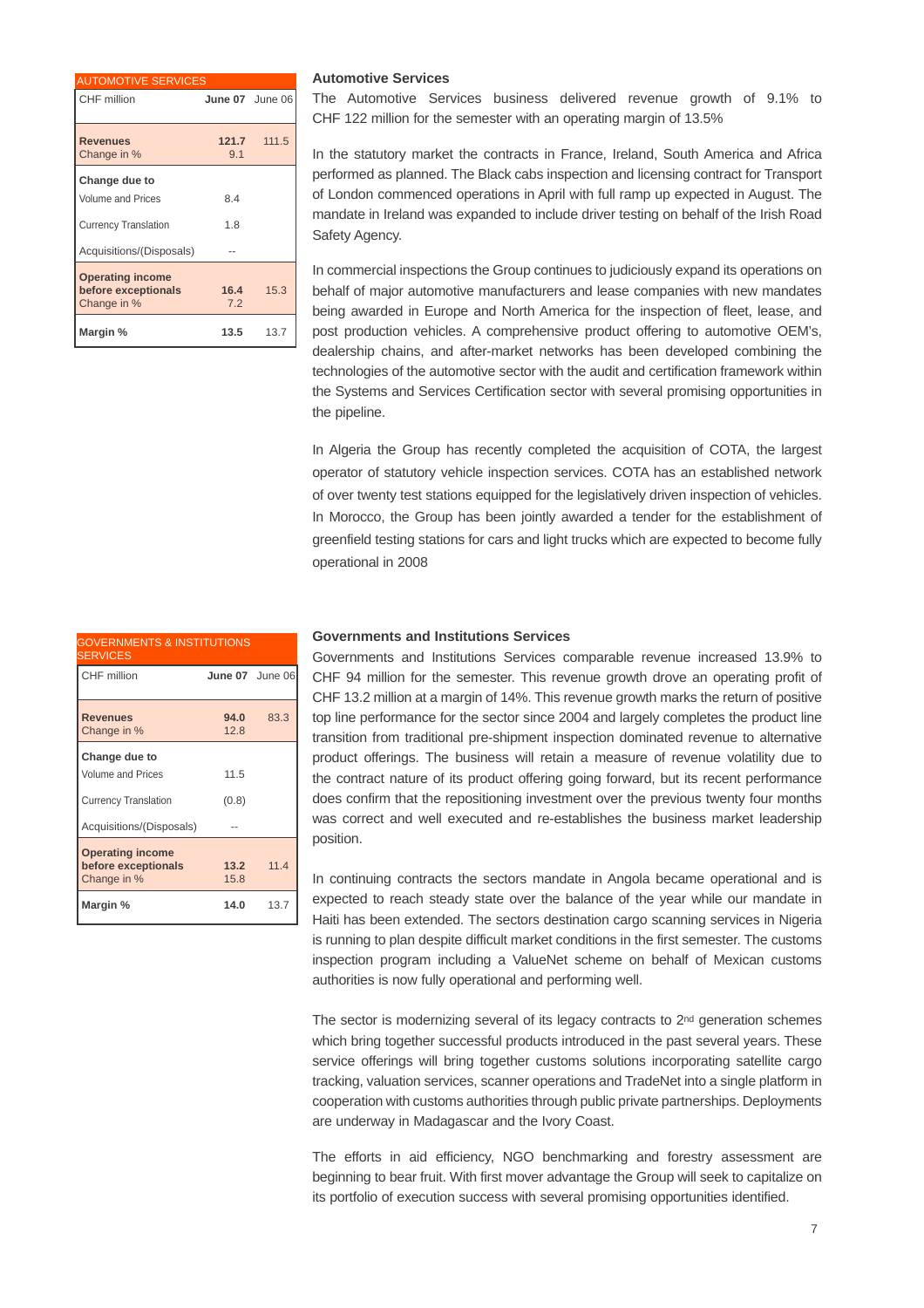| AUTOMOTIVE SERVICES | | |
|---|---|---|
| CHF million | **June 07** | June 06 |
| **Revenues** | **121.7** | 111.5 |
| Change in % | 9.1 | |
| **Change due to** | | |
| Volume and Prices | 8.4 | |
| Currency Translation | 1.8 | |
| Acquisitions/(Disposals) | -- | |
| **Operating income before exceptionals** | **16.4** | 15.3 |
| Change in % | 7.2 | |
| **Margin %** | **13.5** | 13.7 |

### Automotive Services

The Automotive Services business delivered revenue growth of 9.1% to CHF 122 million for the semester with an operating margin of 13.5%

In the statutory market the contracts in France, Ireland, South America and Africa performed as planned. The Black cabs inspection and licensing contract for Transport of London commenced operations in April with full ramp up expected in August. The mandate in Ireland was expanded to include driver testing on behalf of the Irish Road Safety Agency.

In commercial inspections the Group continues to judiciously expand its operations on behalf of major automotive manufacturers and lease companies with new mandates being awarded in Europe and North America for the inspection of fleet, lease, and post production vehicles. A comprehensive product offering to automotive OEM's, dealership chains, and after-market networks has been developed combining the technologies of the automotive sector with the audit and certification framework within the Systems and Services Certification sector with several promising opportunities in the pipeline.

In Algeria the Group has recently completed the acquisition of COTA, the largest operator of statutory vehicle inspection services. COTA has an established network of over twenty test stations equipped for the legislatively driven inspection of vehicles. In Morocco, the Group has been jointly awarded a tender for the establishment of greenfield testing stations for cars and light trucks which are expected to become fully operational in 2008

| GOVERNMENTS & INSTITUTIONS SERVICES | | |
|---|---|---|
| CHF million | **June 07** | June 06 |
| **Revenues** | **94.0** | 83.3 |
| Change in % | 12.8 | |
| **Change due to** | | |
| Volume and Prices | 11.5 | |
| Currency Translation | (0.8) | |
| Acquisitions/(Disposals) | -- | |
| **Operating income before exceptionals** | **13.2** | 11.4 |
| Change in % | 15.8 | |
| **Margin %** | **14.0** | 13.7 |

### Governments and Institutions Services

Governments and Institutions Services comparable revenue increased 13.9% to CHF 94 million for the semester. This revenue growth drove an operating profit of CHF 13.2 million at a margin of 14%. This revenue growth marks the return of positive top line performance for the sector since 2004 and largely completes the product line transition from traditional pre-shipment inspection dominated revenue to alternative product offerings. The business will retain a measure of revenue volatility due to the contract nature of its product offering going forward, but its recent performance does confirm that the repositioning investment over the previous twenty four months was correct and well executed and re-establishes the business market leadership position.

In continuing contracts the sectors mandate in Angola became operational and is expected to reach steady state over the balance of the year while our mandate in Haiti has been extended. The sectors destination cargo scanning services in Nigeria is running to plan despite difficult market conditions in the first semester. The customs inspection program including a ValueNet scheme on behalf of Mexican customs authorities is now fully operational and performing well.

The sector is modernizing several of its legacy contracts to 2nd generation schemes which bring together successful products introduced in the past several years. These service offerings will bring together customs solutions incorporating satellite cargo tracking, valuation services, scanner operations and TradeNet into a single platform in cooperation with customs authorities through public private partnerships. Deployments are underway in Madagascar and the Ivory Coast.

The efforts in aid efficiency, NGO benchmarking and forestry assessment are beginning to bear fruit. With first mover advantage the Group will seek to capitalize on its portfolio of execution success with several promising opportunities identified.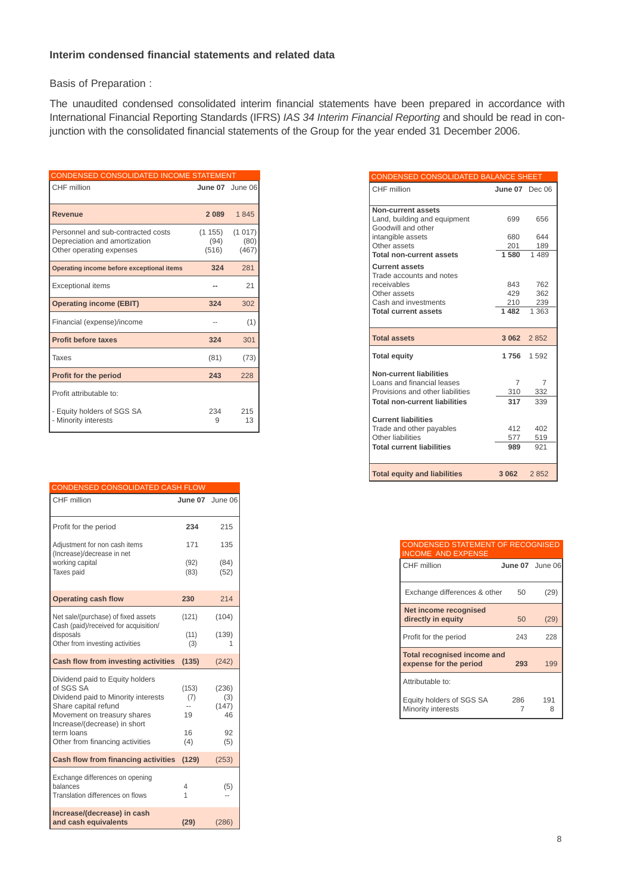## Interim condensed financial statements and related data

Basis of Preparation :

The unaudited condensed consolidated interim financial statements have been prepared in accordance with International Financial Reporting Standards (IFRS) *IAS 34 Interim Financial Reporting* and should be read in conjunction with the consolidated financial statements of the Group for the year ended 31 December 2006.

| CONDENSED CONSOLIDATED INCOME STATEMENT | | |
|---|---|---|
| CHF million | **June 07** | June 06 |
| **Revenue** | **2 089** | 1 845 |
| Personnel and sub-contracted costs | (1 155) | (1 017) |
| Depreciation and amortization | (94) | (80) |
| Other operating expenses | (516) | (467) |
| **Operating income before exceptional items** | **324** | 281 |
| Exceptional items | -- | 21 |
| **Operating income (EBIT)** | **324** | 302 |
| Financial (expense)/income | -- | (1) |
| **Profit before taxes** | **324** | 301 |
| Taxes | (81) | (73) |
| **Profit for the period** | **243** | 228 |
| Profit attributable to: | | |
| - Equity holders of SGS SA | 234 | 215 |
| - Minority interests | 9 | 13 |

| CONDENSED CONSOLIDATED BALANCE SHEET | | |
|---|---|---|
| CHF million | **June 07** | Dec 06 |
| **Non-current assets** | | |
| Land, building and equipment | 699 | 656 |
| Goodwill and other intangible assets | 680 | 644 |
| Other assets | 201 | 189 |
| **Total non-current assets** | **1 580** | 1 489 |
| **Current assets** | | |
| Trade accounts and notes receivables | 843 | 762 |
| Other assets | 429 | 362 |
| Cash and investments | 210 | 239 |
| **Total current assets** | **1 482** | 1 363 |
| **Total assets** | **3 062** | 2 852 |
| **Total equity** | **1 756** | 1 592 |
| **Non-current liabilities** | | |
| Loans and financial leases | 7 | 7 |
| Provisions and other liabilities | 310 | 332 |
| **Total non-current liabilities** | **317** | 339 |
| **Current liabilities** | | |
| Trade and other payables | 412 | 402 |
| Other liabilities | 577 | 519 |
| **Total current liabilities** | **989** | 921 |
| **Total equity and liabilities** | **3 062** | 2 852 |

| CONDENSED CONSOLIDATED CASH FLOW | | |
|---|---|---|
| CHF million | **June 07** | June 06 |
| Profit for the period | **234** | 215 |
| Adjustment for non cash items | 171 | 135 |
| (Increase)/decrease in net working capital | (92) | (84) |
| Taxes paid | (83) | (52) |
| **Operating cash flow** | **230** | 214 |
| Net sale/(purchase) of fixed assets | (121) | (104) |
| Cash (paid)/received for acquisition/ disposals | (11) | (139) |
| Other from investing activities | (3) | 1 |
| **Cash flow from investing activities** | **(135)** | (242) |
| Dividend paid to Equity holders of SGS SA | (153) | (236) |
| Dividend paid to Minority interests | (7) | (3) |
| Share capital refund | -- | (147) |
| Movement on treasury shares | 19 | 46 |
| Increase/(decrease) in short term loans | 16 | 92 |
| Other from financing activities | (4) | (5) |
| **Cash flow from financing activities** | **(129)** | (253) |
| Exchange differences on opening balances | 4 | (5) |
| Translation differences on flows | 1 | -- |
| **Increase/(decrease) in cash and cash equivalents** | **(29)** | (286) |

| CONDENSED STATEMENT OF RECOGNISED INCOME AND EXPENSE | | |
|---|---|---|
| CHF million | **June 07** | June 06 |
| Exchange differences & other | 50 | (29) |
| **Net income recognised directly in equity** | 50 | (29) |
| Profit for the period | 243 | 228 |
| **Total recognised income and expense for the period** | **293** | 199 |
| Attributable to: | | |
| Equity holders of SGS SA | 286 | 191 |
| Minority interests | 7 | 8 |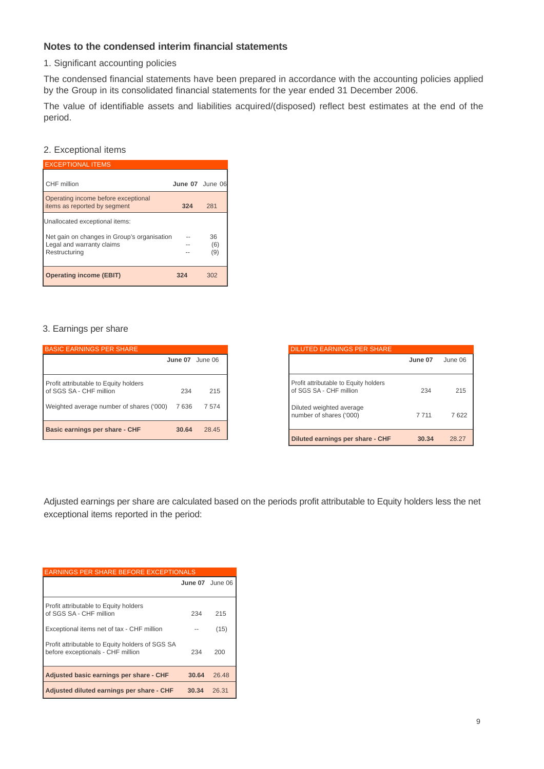## Notes to the condensed interim financial statements

1. Significant accounting policies

The condensed financial statements have been prepared in accordance with the accounting policies applied by the Group in its consolidated financial statements for the year ended 31 December 2006.

The value of identifiable assets and liabilities acquired/(disposed) reflect best estimates at the end of the period.

2. Exceptional items

| EXCEPTIONAL ITEMS | | |
|---|---|---|
| CHF million | **June 07** | June 06 |
| Operating income before exceptional items as reported by segment | **324** | 281 |
| Unallocated exceptional items: | | |
| Net gain on changes in Group's organisation | -- | 36 |
| Legal and warranty claims | -- | (6) |
| Restructuring | -- | (9) |
| **Operating income (EBIT)** | **324** | 302 |

3. Earnings per share

| BASIC EARNINGS PER SHARE | | |
|---|---|---|
| | **June 07** | June 06 |
| Profit attributable to Equity holders of SGS SA - CHF million | 234 | 215 |
| Weighted average number of shares ('000) | 7 636 | 7 574 |
| **Basic earnings per share - CHF** | **30.64** | 28.45 |

| DILUTED EARNINGS PER SHARE | | |
|---|---|---|
| | **June 07** | June 06 |
| Profit attributable to Equity holders of SGS SA - CHF million | 234 | 215 |
| Diluted weighted average number of shares ('000) | 7 711 | 7 622 |
| **Diluted earnings per share - CHF** | **30.34** | 28.27 |

Adjusted earnings per share are calculated based on the periods profit attributable to Equity holders less the net exceptional items reported in the period:

| EARNINGS PER SHARE BEFORE EXCEPTIONALS | | |
|---|---|---|
| | **June 07** | June 06 |
| Profit attributable to Equity holders of SGS SA - CHF million | 234 | 215 |
| Exceptional items net of tax - CHF million | -- | (15) |
| Profit attributable to Equity holders of SGS SA before exceptionals - CHF million | 234 | 200 |
| **Adjusted basic earnings per share - CHF** | **30.64** | 26.48 |
| **Adjusted diluted earnings per share - CHF** | **30.34** | 26.31 |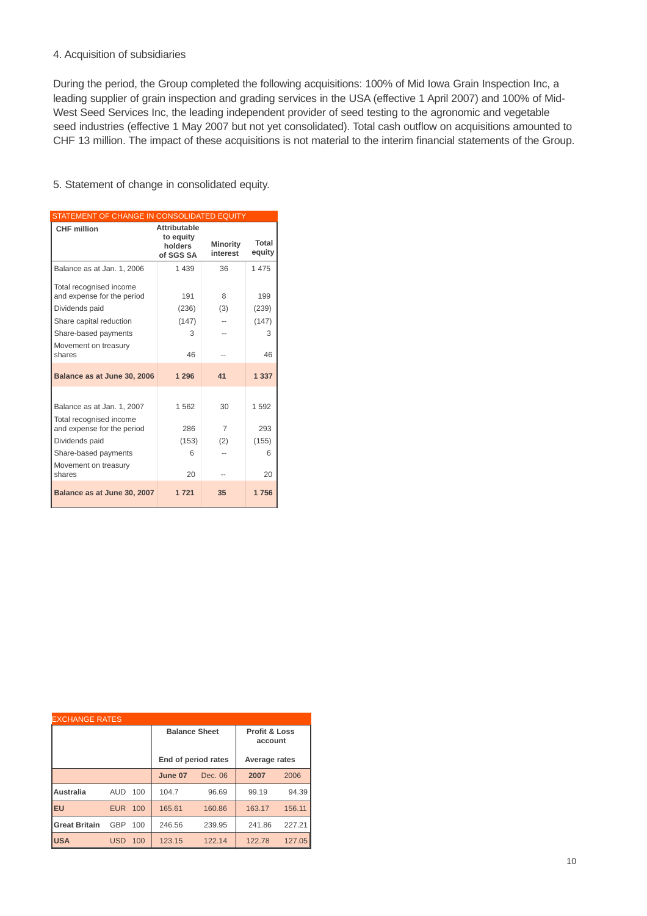## 4. Acquisition of subsidiaries

During the period, the Group completed the following acquisitions: 100% of Mid Iowa Grain Inspection Inc, a leading supplier of grain inspection and grading services in the USA (effective 1 April 2007) and 100% of Mid-West Seed Services Inc, the leading independent provider of seed testing to the agronomic and vegetable seed industries (effective 1 May 2007 but not yet consolidated). Total cash outflow on acquisitions amounted to CHF 13 million. The impact of these acquisitions is not material to the interim financial statements of the Group.

## 5. Statement of change in consolidated equity.

STATEMENT OF CHANGE IN CONSOLIDATED EQUITY

| CHF million | Attributable to equity holders of SGS SA | Minority interest | Total equity |
|---|---|---|---|
| Balance as at Jan. 1, 2006 | 1 439 | 36 | 1 475 |
| Total recognised income and expense for the period | 191 | 8 | 199 |
| Dividends paid | (236) | (3) | (239) |
| Share capital reduction | (147) | -- | (147) |
| Share-based payments | 3 | -- | 3 |
| Movement on treasury shares | 46 | -- | 46 |
| **Balance as at June 30, 2006** | **1 296** | **41** | **1 337** |
| Balance as at Jan. 1, 2007 | 1 562 | 30 | 1 592 |
| Total recognised income and expense for the period | 286 | 7 | 293 |
| Dividends paid | (153) | (2) | (155) |
| Share-based payments | 6 | -- | 6 |
| Movement on treasury shares | 20 | -- | 20 |
| **Balance as at June 30, 2007** | **1 721** | **35** | **1 756** |

EXCHANGE RATES

| | | | Balance Sheet | | Profit & Loss account | |
|---|---|---|---|---|---|---|
| | | | End of period rates | | Average rates | |
| | | | **June 07** | Dec. 06 | **2007** | 2006 |
| **Australia** | AUD | 100 | 104.7 | 96.69 | 99.19 | 94.39 |
| **EU** | EUR | 100 | 165.61 | 160.86 | 163.17 | 156.11 |
| **Great Britain** | GBP | 100 | 246.56 | 239.95 | 241.86 | 227.21 |
| **USA** | USD | 100 | 123.15 | 122.14 | 122.78 | 127.05 |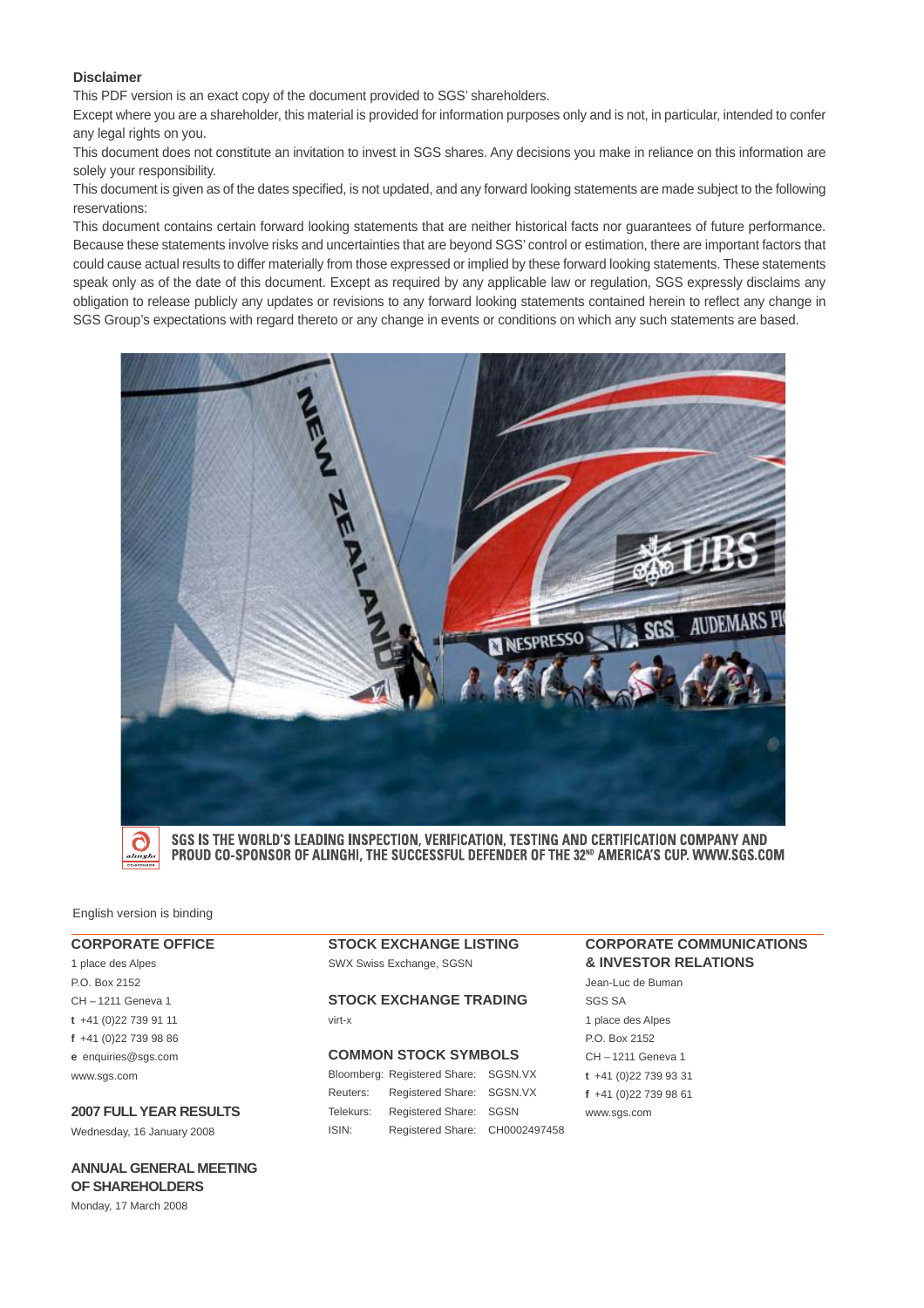**Disclaimer**

This PDF version is an exact copy of the document provided to SGS' shareholders.

Except where you are a shareholder, this material is provided for information purposes only and is not, in particular, intended to confer any legal rights on you.

This document does not constitute an invitation to invest in SGS shares. Any decisions you make in reliance on this information are solely your responsibility.

This document is given as of the dates specified, is not updated, and any forward looking statements are made subject to the following reservations:

This document contains certain forward looking statements that are neither historical facts nor guarantees of future performance. Because these statements involve risks and uncertainties that are beyond SGS' control or estimation, there are important factors that could cause actual results to differ materially from those expressed or implied by these forward looking statements. These statements speak only as of the date of this document. Except as required by any applicable law or regulation, SGS expressly disclaims any obligation to release publicly any updates or revisions to any forward looking statements contained herein to reflect any change in SGS Group's expectations with regard thereto or any change in events or conditions on which any such statements are based.

SGS IS THE WORLD'S LEADING INSPECTION, VERIFICATION, TESTING AND CERTIFICATION COMPANY AND PROUD CO-SPONSOR OF ALINGHI, THE SUCCESSFUL DEFENDER OF THE 32ND AMERICA'S CUP. WWW.SGS.COM

English version is binding

### CORPORATE OFFICE

1 place des Alpes
P.O. Box 2152
CH – 1211 Geneva 1
**t** +41 (0)22 739 91 11
**f** +41 (0)22 739 98 86
**e** enquiries@sgs.com
www.sgs.com

### 2007 FULL YEAR RESULTS

Wednesday, 16 January 2008

### ANNUAL GENERAL MEETING OF SHAREHOLDERS

Monday, 17 March 2008

### STOCK EXCHANGE LISTING

SWX Swiss Exchange, SGSN

### STOCK EXCHANGE TRADING

virt-x

### COMMON STOCK SYMBOLS

| | | |
|---|---|---|
| Bloomberg: | Registered Share: | SGSN.VX |
| Reuters: | Registered Share: | SGSN.VX |
| Telekurs: | Registered Share: | SGSN |
| ISIN: | Registered Share: | CH0002497458 |

### CORPORATE COMMUNICATIONS & INVESTOR RELATIONS

Jean-Luc de Buman
SGS SA
1 place des Alpes
P.O. Box 2152
CH – 1211 Geneva 1
**t** +41 (0)22 739 93 31
**f** +41 (0)22 739 98 61
www.sgs.com